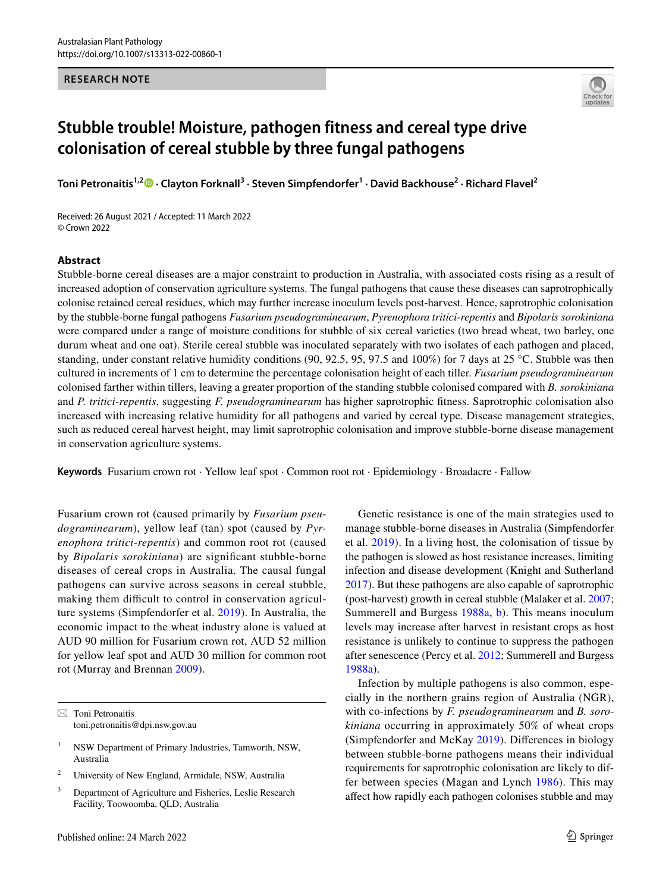RESEARCH NOTE

# Stubble trouble! Moisture, pathogen fitness and cereal type drive colonisation of cereal stubble by three fungal pathogens

**Toni Petronaitis[1,2] · Clayton Forknall[3] · Steven Simpfendorfer[1] · David Backhouse[2] · Richard Flavel[2]**

Received: 26 August 2021 / Accepted: 11 March 2022
© Crown 2022

## Abstract

Stubble-borne cereal diseases are a major constraint to production in Australia, with associated costs rising as a result of increased adoption of conservation agriculture systems. The fungal pathogens that cause these diseases can saprotrophically colonise retained cereal residues, which may further increase inoculum levels post-harvest. Hence, saprotrophic colonisation by the stubble-borne fungal pathogens *Fusarium pseudograminearum*, *Pyrenophora tritici-repentis* and *Bipolaris sorokiniana* were compared under a range of moisture conditions for stubble of six cereal varieties (two bread wheat, two barley, one durum wheat and one oat). Sterile cereal stubble was inoculated separately with two isolates of each pathogen and placed, standing, under constant relative humidity conditions (90, 92.5, 95, 97.5 and 100%) for 7 days at 25 °C. Stubble was then cultured in increments of 1 cm to determine the percentage colonisation height of each tiller. *Fusarium pseudograminearum* colonised farther within tillers, leaving a greater proportion of the standing stubble colonised compared with *B. sorokiniana* and *P. tritici-repentis*, suggesting *F. pseudograminearum* has higher saprotrophic fitness. Saprotrophic colonisation also increased with increasing relative humidity for all pathogens and varied by cereal type. Disease management strategies, such as reduced cereal harvest height, may limit saprotrophic colonisation and improve stubble-borne disease management in conservation agriculture systems.

**Keywords** Fusarium crown rot · Yellow leaf spot · Common root rot · Epidemiology · Broadacre · Fallow

Fusarium crown rot (caused primarily by *Fusarium pseudograminearum*), yellow leaf (tan) spot (caused by *Pyrenophora tritici-repentis*) and common root rot (caused by *Bipolaris sorokiniana*) are significant stubble-borne diseases of cereal crops in Australia. The causal fungal pathogens can survive across seasons in cereal stubble, making them difficult to control in conservation agriculture systems (Simpfendorfer et al. 2019). In Australia, the economic impact to the wheat industry alone is valued at AUD 90 million for Fusarium crown rot, AUD 52 million for yellow leaf spot and AUD 30 million for common root rot (Murray and Brennan 2009).

Genetic resistance is one of the main strategies used to manage stubble-borne diseases in Australia (Simpfendorfer et al. 2019). In a living host, the colonisation of tissue by the pathogen is slowed as host resistance increases, limiting infection and disease development (Knight and Sutherland 2017). But these pathogens are also capable of saprotrophic (post-harvest) growth in cereal stubble (Malaker et al. 2007; Summerell and Burgess 1988a, b). This means inoculum levels may increase after harvest in resistant crops as host resistance is unlikely to continue to suppress the pathogen after senescence (Percy et al. 2012; Summerell and Burgess 1988a).

Infection by multiple pathogens is also common, especially in the northern grains region of Australia (NGR), with co-infections by *F. pseudograminearum* and *B. sorokiniana* occurring in approximately 50% of wheat crops (Simpfendorfer and McKay 2019). Differences in biology between stubble-borne pathogens means their individual requirements for saprotrophic colonisation are likely to differ between species (Magan and Lynch 1986). This may affect how rapidly each pathogen colonises stubble and may

---

✉ Toni Petronaitis
toni.petronaitis@dpi.nsw.gov.au

[1] NSW Department of Primary Industries, Tamworth, NSW, Australia

[2] University of New England, Armidale, NSW, Australia

[3] Department of Agriculture and Fisheries, Leslie Research Facility, Toowoomba, QLD, Australia

Published online: 24 March 2022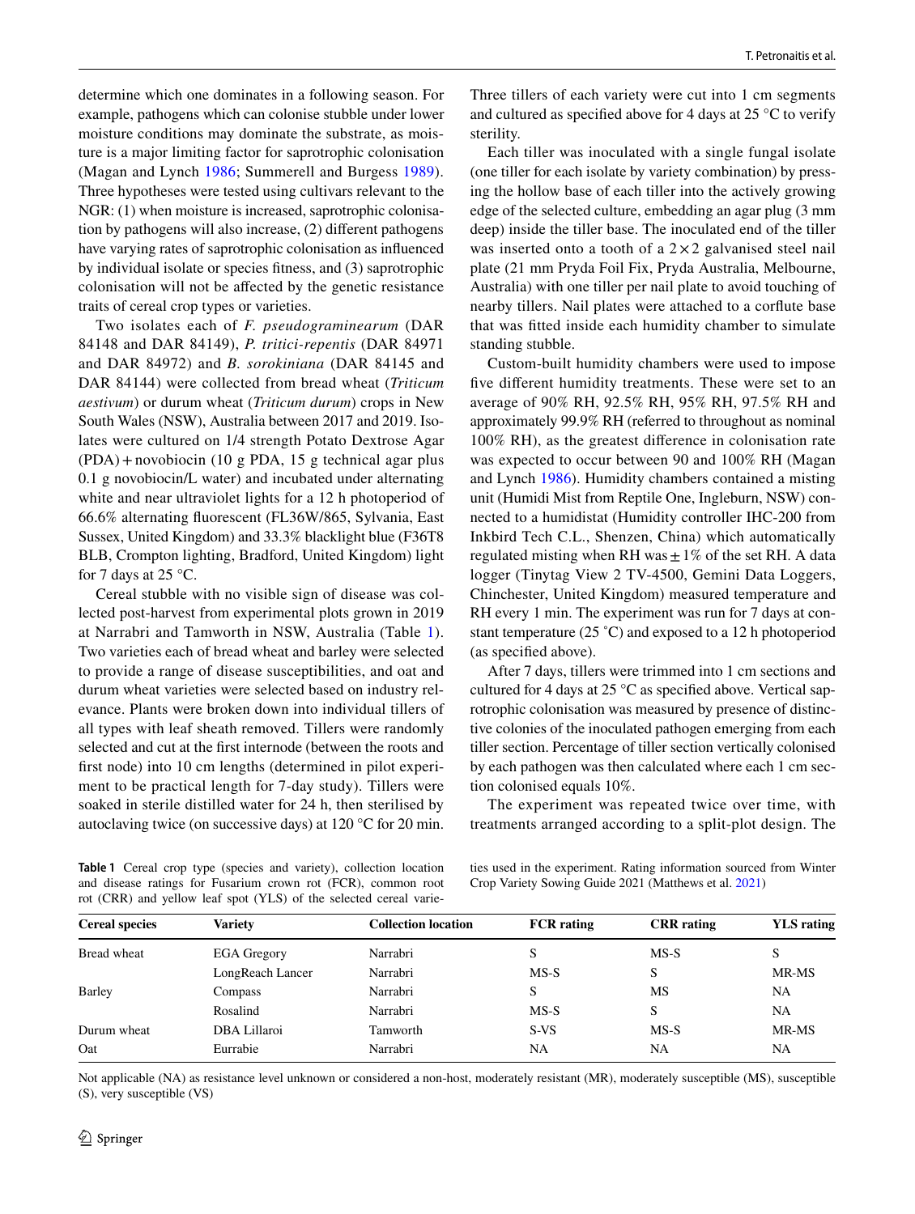determine which one dominates in a following season. For example, pathogens which can colonise stubble under lower moisture conditions may dominate the substrate, as moisture is a major limiting factor for saprotrophic colonisation (Magan and Lynch 1986; Summerell and Burgess 1989). Three hypotheses were tested using cultivars relevant to the NGR: (1) when moisture is increased, saprotrophic colonisation by pathogens will also increase, (2) different pathogens have varying rates of saprotrophic colonisation as influenced by individual isolate or species fitness, and (3) saprotrophic colonisation will not be affected by the genetic resistance traits of cereal crop types or varieties.

Two isolates each of *F. pseudograminearum* (DAR 84148 and DAR 84149), *P. tritici-repentis* (DAR 84971 and DAR 84972) and *B. sorokiniana* (DAR 84145 and DAR 84144) were collected from bread wheat (*Triticum aestivum*) or durum wheat (*Triticum durum*) crops in New South Wales (NSW), Australia between 2017 and 2019. Isolates were cultured on 1/4 strength Potato Dextrose Agar (PDA) + novobiocin (10 g PDA, 15 g technical agar plus 0.1 g novobiocin/L water) and incubated under alternating white and near ultraviolet lights for a 12 h photoperiod of 66.6% alternating fluorescent (FL36W/865, Sylvania, East Sussex, United Kingdom) and 33.3% blacklight blue (F36T8 BLB, Crompton lighting, Bradford, United Kingdom) light for 7 days at 25 °C.

Cereal stubble with no visible sign of disease was collected post-harvest from experimental plots grown in 2019 at Narrabri and Tamworth in NSW, Australia (Table 1). Two varieties each of bread wheat and barley were selected to provide a range of disease susceptibilities, and oat and durum wheat varieties were selected based on industry relevance. Plants were broken down into individual tillers of all types with leaf sheath removed. Tillers were randomly selected and cut at the first internode (between the roots and first node) into 10 cm lengths (determined in pilot experiment to be practical length for 7-day study). Tillers were soaked in sterile distilled water for 24 h, then sterilised by autoclaving twice (on successive days) at 120 °C for 20 min. Three tillers of each variety were cut into 1 cm segments and cultured as specified above for 4 days at 25 °C to verify sterility.

Each tiller was inoculated with a single fungal isolate (one tiller for each isolate by variety combination) by pressing the hollow base of each tiller into the actively growing edge of the selected culture, embedding an agar plug (3 mm deep) inside the tiller base. The inoculated end of the tiller was inserted onto a tooth of a 2 × 2 galvanised steel nail plate (21 mm Pryda Foil Fix, Pryda Australia, Melbourne, Australia) with one tiller per nail plate to avoid touching of nearby tillers. Nail plates were attached to a corflute base that was fitted inside each humidity chamber to simulate standing stubble.

Custom-built humidity chambers were used to impose five different humidity treatments. These were set to an average of 90% RH, 92.5% RH, 95% RH, 97.5% RH and approximately 99.9% RH (referred to throughout as nominal 100% RH), as the greatest difference in colonisation rate was expected to occur between 90 and 100% RH (Magan and Lynch 1986). Humidity chambers contained a misting unit (Humidi Mist from Reptile One, Ingleburn, NSW) connected to a humidistat (Humidity controller IHC-200 from Inkbird Tech C.L., Shenzen, China) which automatically regulated misting when RH was ± 1% of the set RH. A data logger (Tinytag View 2 TV-4500, Gemini Data Loggers, Chinchester, United Kingdom) measured temperature and RH every 1 min. The experiment was run for 7 days at constant temperature (25 ˚C) and exposed to a 12 h photoperiod (as specified above).

After 7 days, tillers were trimmed into 1 cm sections and cultured for 4 days at 25 °C as specified above. Vertical saprotrophic colonisation was measured by presence of distinctive colonies of the inoculated pathogen emerging from each tiller section. Percentage of tiller section vertically colonised by each pathogen was then calculated where each 1 cm section colonised equals 10%.

The experiment was repeated twice over time, with treatments arranged according to a split-plot design. The

**Table 1** Cereal crop type (species and variety), collection location and disease ratings for Fusarium crown rot (FCR), common root rot (CRR) and yellow leaf spot (YLS) of the selected cereal varieties used in the experiment. Rating information sourced from Winter Crop Variety Sowing Guide 2021 (Matthews et al. 2021)

| Cereal species | Variety | Collection location | FCR rating | CRR rating | YLS rating |
|---|---|---|---|---|---|
| Bread wheat | EGA Gregory | Narrabri | S | MS-S | S |
| | LongReach Lancer | Narrabri | MS-S | S | MR-MS |
| Barley | Compass | Narrabri | S | MS | NA |
| | Rosalind | Narrabri | MS-S | S | NA |
| Durum wheat | DBA Lillaroi | Tamworth | S-VS | MS-S | MR-MS |
| Oat | Eurrabie | Narrabri | NA | NA | NA |

Not applicable (NA) as resistance level unknown or considered a non-host, moderately resistant (MR), moderately susceptible (MS), susceptible (S), very susceptible (VS)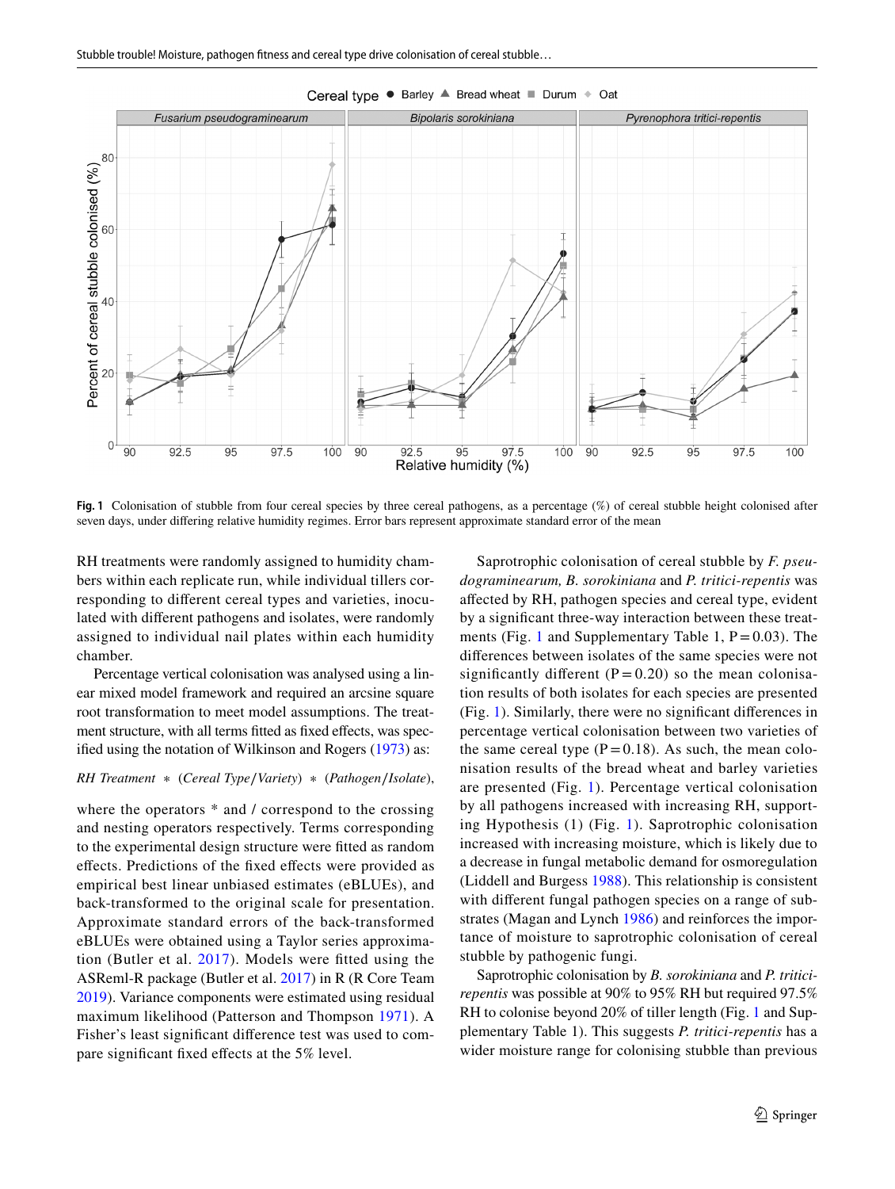**Fig. 1** Colonisation of stubble from four cereal species by three cereal pathogens, as a percentage (%) of cereal stubble height colonised after seven days, under differing relative humidity regimes. Error bars represent approximate standard error of the mean

RH treatments were randomly assigned to humidity chambers within each replicate run, while individual tillers corresponding to different cereal types and varieties, inoculated with different pathogens and isolates, were randomly assigned to individual nail plates within each humidity chamber.

Percentage vertical colonisation was analysed using a linear mixed model framework and required an arcsine square root transformation to meet model assumptions. The treatment structure, with all terms fitted as fixed effects, was specified using the notation of Wilkinson and Rogers (1973) as:

$$\textit{RH Treatment} * (\textit{Cereal Type}/\textit{Variety}) * (\textit{Pathogen}/\textit{Isolate}),$$

where the operators * and / correspond to the crossing and nesting operators respectively. Terms corresponding to the experimental design structure were fitted as random effects. Predictions of the fixed effects were provided as empirical best linear unbiased estimates (eBLUEs), and back-transformed to the original scale for presentation. Approximate standard errors of the back-transformed eBLUEs were obtained using a Taylor series approximation (Butler et al. 2017). Models were fitted using the ASReml-R package (Butler et al. 2017) in R (R Core Team 2019). Variance components were estimated using residual maximum likelihood (Patterson and Thompson 1971). A Fisher's least significant difference test was used to compare significant fixed effects at the 5% level.

Saprotrophic colonisation of cereal stubble by *F. pseudograminearum, B. sorokiniana* and *P. tritici-repentis* was affected by RH, pathogen species and cereal type, evident by a significant three-way interaction between these treatments (Fig. 1 and Supplementary Table 1, $P = 0.03$). The differences between isolates of the same species were not significantly different ($P = 0.20$) so the mean colonisation results of both isolates for each species are presented (Fig. 1). Similarly, there were no significant differences in percentage vertical colonisation between two varieties of the same cereal type ($P = 0.18$). As such, the mean colonisation results of the bread wheat and barley varieties are presented (Fig. 1). Percentage vertical colonisation by all pathogens increased with increasing RH, supporting Hypothesis (1) (Fig. 1). Saprotrophic colonisation increased with increasing moisture, which is likely due to a decrease in fungal metabolic demand for osmoregulation (Liddell and Burgess 1988). This relationship is consistent with different fungal pathogen species on a range of substrates (Magan and Lynch 1986) and reinforces the importance of moisture to saprotrophic colonisation of cereal stubble by pathogenic fungi.

Saprotrophic colonisation by *B. sorokiniana* and *P. tritici-repentis* was possible at 90% to 95% RH but required 97.5% RH to colonise beyond 20% of tiller length (Fig. 1 and Supplementary Table 1). This suggests *P. tritici-repentis* has a wider moisture range for colonising stubble than previous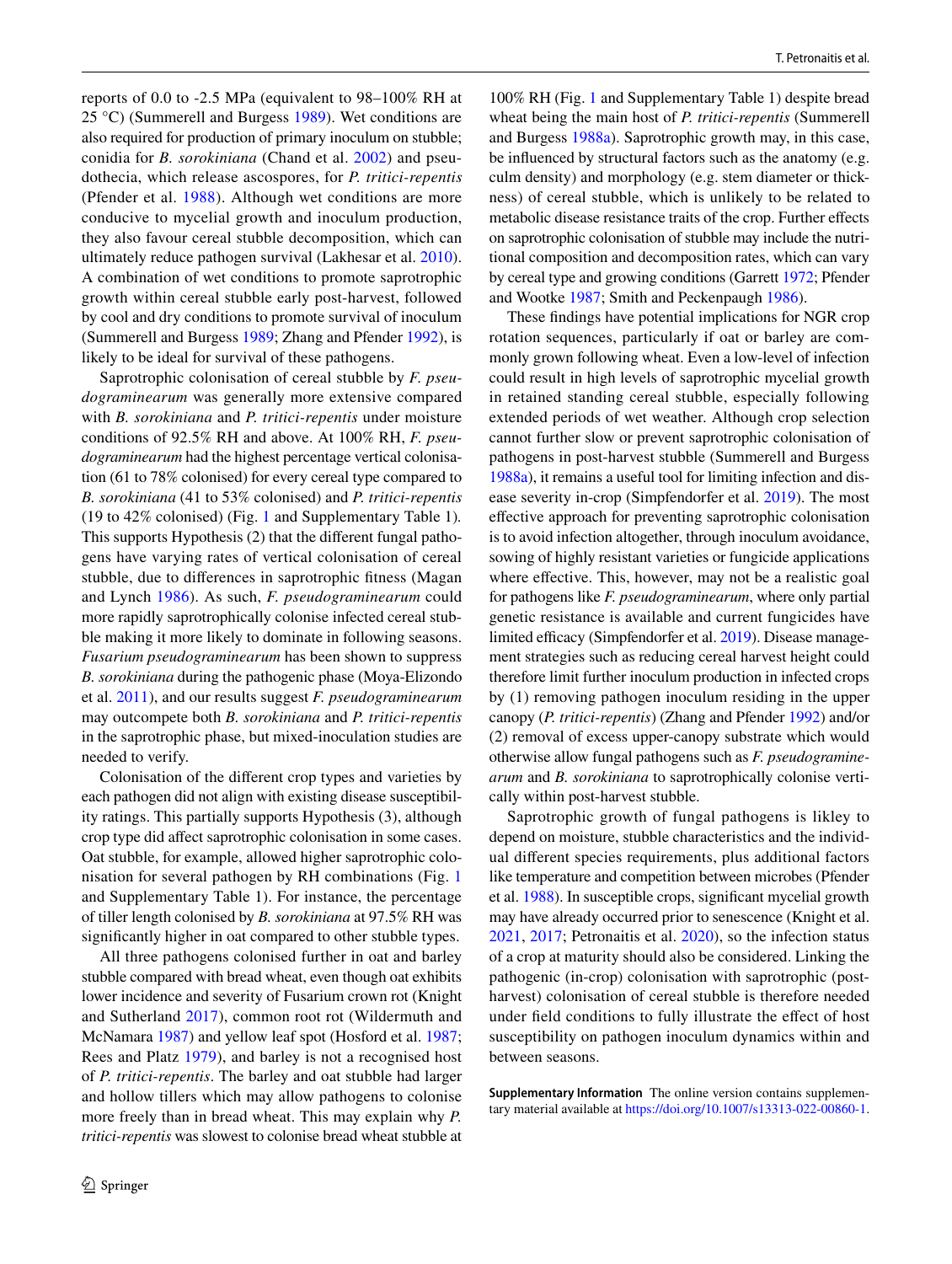reports of 0.0 to -2.5 MPa (equivalent to 98–100% RH at 25 °C) (Summerell and Burgess 1989). Wet conditions are also required for production of primary inoculum on stubble; conidia for *B. sorokiniana* (Chand et al. 2002) and pseudothecia, which release ascospores, for *P. tritici-repentis* (Pfender et al. 1988). Although wet conditions are more conducive to mycelial growth and inoculum production, they also favour cereal stubble decomposition, which can ultimately reduce pathogen survival (Lakhesar et al. 2010). A combination of wet conditions to promote saprotrophic growth within cereal stubble early post-harvest, followed by cool and dry conditions to promote survival of inoculum (Summerell and Burgess 1989; Zhang and Pfender 1992), is likely to be ideal for survival of these pathogens.

Saprotrophic colonisation of cereal stubble by *F. pseudograminearum* was generally more extensive compared with *B. sorokiniana* and *P. tritici-repentis* under moisture conditions of 92.5% RH and above. At 100% RH, *F. pseudograminearum* had the highest percentage vertical colonisation (61 to 78% colonised) for every cereal type compared to *B. sorokiniana* (41 to 53% colonised) and *P. tritici-repentis* (19 to 42% colonised) (Fig. 1 and Supplementary Table 1). This supports Hypothesis (2) that the different fungal pathogens have varying rates of vertical colonisation of cereal stubble, due to differences in saprotrophic fitness (Magan and Lynch 1986). As such, *F. pseudograminearum* could more rapidly saprotrophically colonise infected cereal stubble making it more likely to dominate in following seasons. *Fusarium pseudograminearum* has been shown to suppress *B. sorokiniana* during the pathogenic phase (Moya-Elizondo et al. 2011), and our results suggest *F. pseudograminearum* may outcompete both *B. sorokiniana* and *P. tritici-repentis* in the saprotrophic phase, but mixed-inoculation studies are needed to verify.

Colonisation of the different crop types and varieties by each pathogen did not align with existing disease susceptibility ratings. This partially supports Hypothesis (3), although crop type did affect saprotrophic colonisation in some cases. Oat stubble, for example, allowed higher saprotrophic colonisation for several pathogen by RH combinations (Fig. 1 and Supplementary Table 1). For instance, the percentage of tiller length colonised by *B. sorokiniana* at 97.5% RH was significantly higher in oat compared to other stubble types.

All three pathogens colonised further in oat and barley stubble compared with bread wheat, even though oat exhibits lower incidence and severity of Fusarium crown rot (Knight and Sutherland 2017), common root rot (Wildermuth and McNamara 1987) and yellow leaf spot (Hosford et al. 1987; Rees and Platz 1979), and barley is not a recognised host of *P. tritici-repentis*. The barley and oat stubble had larger and hollow tillers which may allow pathogens to colonise more freely than in bread wheat. This may explain why *P. tritici-repentis* was slowest to colonise bread wheat stubble at 100% RH (Fig. 1 and Supplementary Table 1) despite bread wheat being the main host of *P. tritici-repentis* (Summerell and Burgess 1988a). Saprotrophic growth may, in this case, be influenced by structural factors such as the anatomy (e.g. culm density) and morphology (e.g. stem diameter or thickness) of cereal stubble, which is unlikely to be related to metabolic disease resistance traits of the crop. Further effects on saprotrophic colonisation of stubble may include the nutritional composition and decomposition rates, which can vary by cereal type and growing conditions (Garrett 1972; Pfender and Wootke 1987; Smith and Peckenpaugh 1986).

These findings have potential implications for NGR crop rotation sequences, particularly if oat or barley are commonly grown following wheat. Even a low-level of infection could result in high levels of saprotrophic mycelial growth in retained standing cereal stubble, especially following extended periods of wet weather. Although crop selection cannot further slow or prevent saprotrophic colonisation of pathogens in post-harvest stubble (Summerell and Burgess 1988a), it remains a useful tool for limiting infection and disease severity in-crop (Simpfendorfer et al. 2019). The most effective approach for preventing saprotrophic colonisation is to avoid infection altogether, through inoculum avoidance, sowing of highly resistant varieties or fungicide applications where effective. This, however, may not be a realistic goal for pathogens like *F. pseudograminearum*, where only partial genetic resistance is available and current fungicides have limited efficacy (Simpfendorfer et al. 2019). Disease management strategies such as reducing cereal harvest height could therefore limit further inoculum production in infected crops by (1) removing pathogen inoculum residing in the upper canopy (*P. tritici-repentis*) (Zhang and Pfender 1992) and/or (2) removal of excess upper-canopy substrate which would otherwise allow fungal pathogens such as *F. pseudograminearum* and *B. sorokiniana* to saprotrophically colonise vertically within post-harvest stubble.

Saprotrophic growth of fungal pathogens is likley to depend on moisture, stubble characteristics and the individual different species requirements, plus additional factors like temperature and competition between microbes (Pfender et al. 1988). In susceptible crops, significant mycelial growth may have already occurred prior to senescence (Knight et al. 2021, 2017; Petronaitis et al. 2020), so the infection status of a crop at maturity should also be considered. Linking the pathogenic (in-crop) colonisation with saprotrophic (post-harvest) colonisation of cereal stubble is therefore needed under field conditions to fully illustrate the effect of host susceptibility on pathogen inoculum dynamics within and between seasons.

**Supplementary Information** The online version contains supplementary material available at https://doi.org/10.1007/s13313-022-00860-1.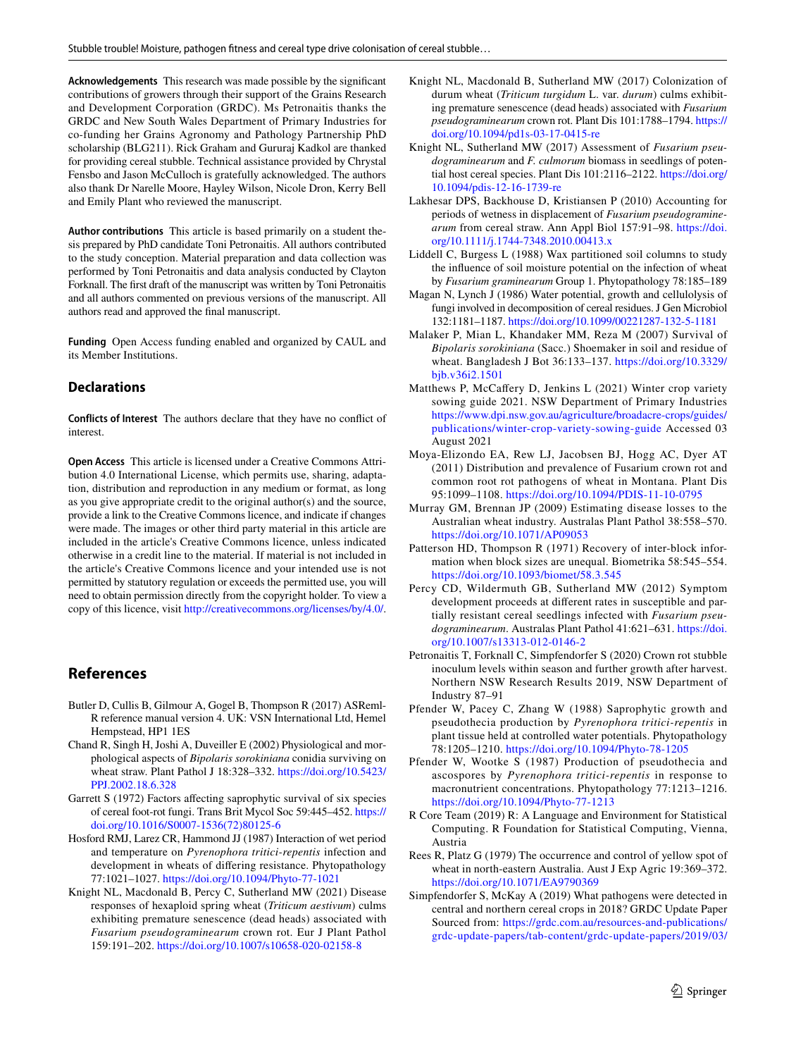**Acknowledgements** This research was made possible by the significant contributions of growers through their support of the Grains Research and Development Corporation (GRDC). Ms Petronaitis thanks the GRDC and New South Wales Department of Primary Industries for co-funding her Grains Agronomy and Pathology Partnership PhD scholarship (BLG211). Rick Graham and Gururaj Kadkol are thanked for providing cereal stubble. Technical assistance provided by Chrystal Fensbo and Jason McCulloch is gratefully acknowledged. The authors also thank Dr Narelle Moore, Hayley Wilson, Nicole Dron, Kerry Bell and Emily Plant who reviewed the manuscript.

**Author contributions** This article is based primarily on a student thesis prepared by PhD candidate Toni Petronaitis. All authors contributed to the study conception. Material preparation and data collection was performed by Toni Petronaitis and data analysis conducted by Clayton Forknall. The first draft of the manuscript was written by Toni Petronaitis and all authors commented on previous versions of the manuscript. All authors read and approved the final manuscript.

**Funding** Open Access funding enabled and organized by CAUL and its Member Institutions.

## Declarations

**Conflicts of Interest** The authors declare that they have no conflict of interest.

**Open Access** This article is licensed under a Creative Commons Attribution 4.0 International License, which permits use, sharing, adaptation, distribution and reproduction in any medium or format, as long as you give appropriate credit to the original author(s) and the source, provide a link to the Creative Commons licence, and indicate if changes were made. The images or other third party material in this article are included in the article's Creative Commons licence, unless indicated otherwise in a credit line to the material. If material is not included in the article's Creative Commons licence and your intended use is not permitted by statutory regulation or exceeds the permitted use, you will need to obtain permission directly from the copyright holder. To view a copy of this licence, visit http://creativecommons.org/licenses/by/4.0/.

## References

Butler D, Cullis B, Gilmour A, Gogel B, Thompson R (2017) ASReml-R reference manual version 4. UK: VSN International Ltd, Hemel Hempstead, HP1 1ES

Chand R, Singh H, Joshi A, Duveiller E (2002) Physiological and morphological aspects of *Bipolaris sorokiniana* conidia surviving on wheat straw. Plant Pathol J 18:328–332. https://doi.org/10.5423/PPJ.2002.18.6.328

Garrett S (1972) Factors affecting saprophytic survival of six species of cereal foot-rot fungi. Trans Brit Mycol Soc 59:445–452. https://doi.org/10.1016/S0007-1536(72)80125-6

Hosford RMJ, Larez CR, Hammond JJ (1987) Interaction of wet period and temperature on *Pyrenophora tritici-repentis* infection and development in wheats of differing resistance. Phytopathology 77:1021–1027. https://doi.org/10.1094/Phyto-77-1021

Knight NL, Macdonald B, Percy C, Sutherland MW (2021) Disease responses of hexaploid spring wheat (*Triticum aestivum*) culms exhibiting premature senescence (dead heads) associated with *Fusarium pseudograminearum* crown rot. Eur J Plant Pathol 159:191–202. https://doi.org/10.1007/s10658-020-02158-8

Knight NL, Macdonald B, Sutherland MW (2017) Colonization of durum wheat (*Triticum turgidum* L. var. *durum*) culms exhibiting premature senescence (dead heads) associated with *Fusarium pseudograminearum* crown rot. Plant Dis 101:1788–1794. https://doi.org/10.1094/pd1s-03-17-0415-re

Knight NL, Sutherland MW (2017) Assessment of *Fusarium pseudograminearum* and *F. culmorum* biomass in seedlings of potential host cereal species. Plant Dis 101:2116–2122. https://doi.org/10.1094/pdis-12-16-1739-re

Lakhesar DPS, Backhouse D, Kristiansen P (2010) Accounting for periods of wetness in displacement of *Fusarium pseudograminearum* from cereal straw. Ann Appl Biol 157:91–98. https://doi.org/10.1111/j.1744-7348.2010.00413.x

Liddell C, Burgess L (1988) Wax partitioned soil columns to study the influence of soil moisture potential on the infection of wheat by *Fusarium graminearum* Group 1. Phytopathology 78:185–189

Magan N, Lynch J (1986) Water potential, growth and cellulolysis of fungi involved in decomposition of cereal residues. J Gen Microbiol 132:1181–1187. https://doi.org/10.1099/00221287-132-5-1181

Malaker P, Mian L, Khandaker MM, Reza M (2007) Survival of *Bipolaris sorokiniana* (Sacc.) Shoemaker in soil and residue of wheat. Bangladesh J Bot 36:133–137. https://doi.org/10.3329/bjb.v36i2.1501

Matthews P, McCaffery D, Jenkins L (2021) Winter crop variety sowing guide 2021. NSW Department of Primary Industries https://www.dpi.nsw.gov.au/agriculture/broadacre-crops/guides/publications/winter-crop-variety-sowing-guide Accessed 03 August 2021

Moya-Elizondo EA, Rew LJ, Jacobsen BJ, Hogg AC, Dyer AT (2011) Distribution and prevalence of Fusarium crown rot and common root rot pathogens of wheat in Montana. Plant Dis 95:1099–1108. https://doi.org/10.1094/PDIS-11-10-0795

Murray GM, Brennan JP (2009) Estimating disease losses to the Australian wheat industry. Australas Plant Pathol 38:558–570. https://doi.org/10.1071/AP09053

Patterson HD, Thompson R (1971) Recovery of inter-block information when block sizes are unequal. Biometrika 58:545–554. https://doi.org/10.1093/biomet/58.3.545

Percy CD, Wildermuth GB, Sutherland MW (2012) Symptom development proceeds at different rates in susceptible and partially resistant cereal seedlings infected with *Fusarium pseudograminearum*. Australas Plant Pathol 41:621–631. https://doi.org/10.1007/s13313-012-0146-2

Petronaitis T, Forknall C, Simpfendorfer S (2020) Crown rot stubble inoculum levels within season and further growth after harvest. Northern NSW Research Results 2019, NSW Department of Industry 87–91

Pfender W, Pacey C, Zhang W (1988) Saprophytic growth and pseudothecia production by *Pyrenophora tritici-repentis* in plant tissue held at controlled water potentials. Phytopathology 78:1205–1210. https://doi.org/10.1094/Phyto-78-1205

Pfender W, Wootke S (1987) Production of pseudothecia and ascospores by *Pyrenophora tritici-repentis* in response to macronutrient concentrations. Phytopathology 77:1213–1216. https://doi.org/10.1094/Phyto-77-1213

R Core Team (2019) R: A Language and Environment for Statistical Computing. R Foundation for Statistical Computing, Vienna, Austria

Rees R, Platz G (1979) The occurrence and control of yellow spot of wheat in north-eastern Australia. Aust J Exp Agric 19:369–372. https://doi.org/10.1071/EA9790369

Simpfendorfer S, McKay A (2019) What pathogens were detected in central and northern cereal crops in 2018? GRDC Update Paper Sourced from: https://grdc.com.au/resources-and-publications/grdc-update-papers/tab-content/grdc-update-papers/2019/03/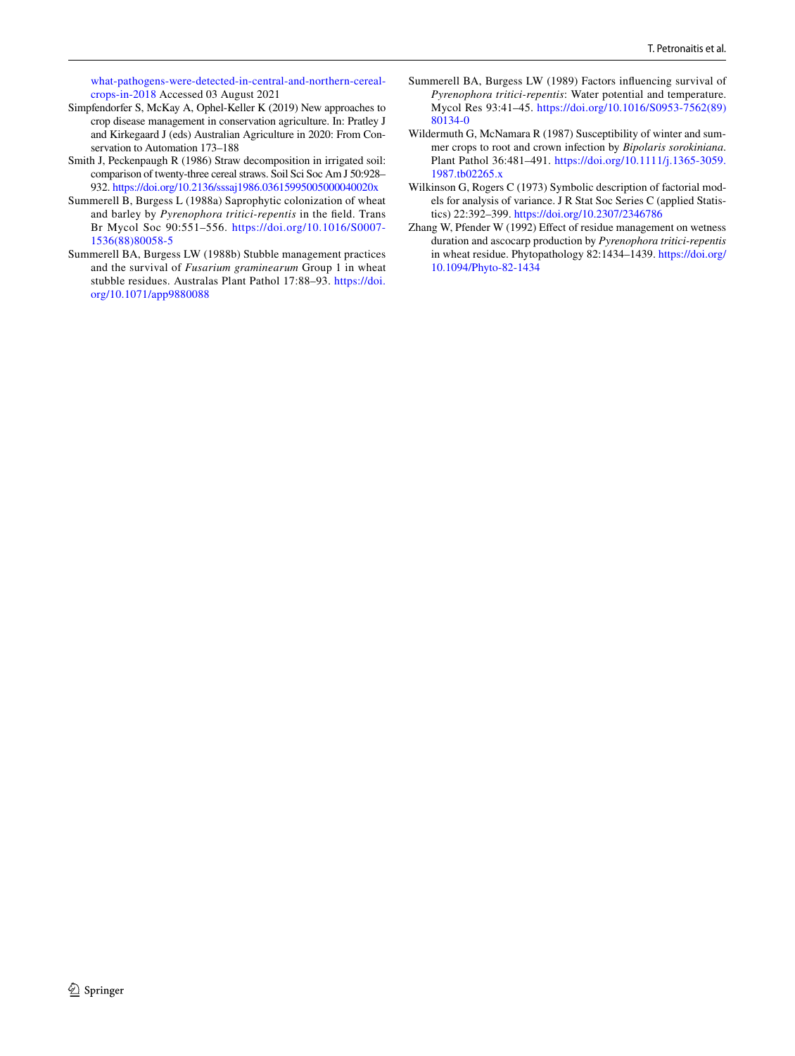what-pathogens-were-detected-in-central-and-northern-cereal-crops-in-2018 Accessed 03 August 2021

Simpfendorfer S, McKay A, Ophel-Keller K (2019) New approaches to crop disease management in conservation agriculture. In: Pratley J and Kirkegaard J (eds) Australian Agriculture in 2020: From Conservation to Automation 173–188

Smith J, Peckenpaugh R (1986) Straw decomposition in irrigated soil: comparison of twenty-three cereal straws. Soil Sci Soc Am J 50:928–932. https://doi.org/10.2136/sssaj1986.03615995005000040020x

Summerell B, Burgess L (1988a) Saprophytic colonization of wheat and barley by *Pyrenophora tritici-repentis* in the field. Trans Br Mycol Soc 90:551–556. https://doi.org/10.1016/S0007-1536(88)80058-5

Summerell BA, Burgess LW (1988b) Stubble management practices and the survival of *Fusarium graminearum* Group 1 in wheat stubble residues. Australas Plant Pathol 17:88–93. https://doi.org/10.1071/app9880088

Summerell BA, Burgess LW (1989) Factors influencing survival of *Pyrenophora tritici-repentis*: Water potential and temperature. Mycol Res 93:41–45. https://doi.org/10.1016/S0953-7562(89)80134-0

Wildermuth G, McNamara R (1987) Susceptibility of winter and summer crops to root and crown infection by *Bipolaris sorokiniana*. Plant Pathol 36:481–491. https://doi.org/10.1111/j.1365-3059.1987.tb02265.x

Wilkinson G, Rogers C (1973) Symbolic description of factorial models for analysis of variance. J R Stat Soc Series C (applied Statistics) 22:392–399. https://doi.org/10.2307/2346786

Zhang W, Pfender W (1992) Effect of residue management on wetness duration and ascocarp production by *Pyrenophora tritici-repentis* in wheat residue. Phytopathology 82:1434–1439. https://doi.org/10.1094/Phyto-82-1434